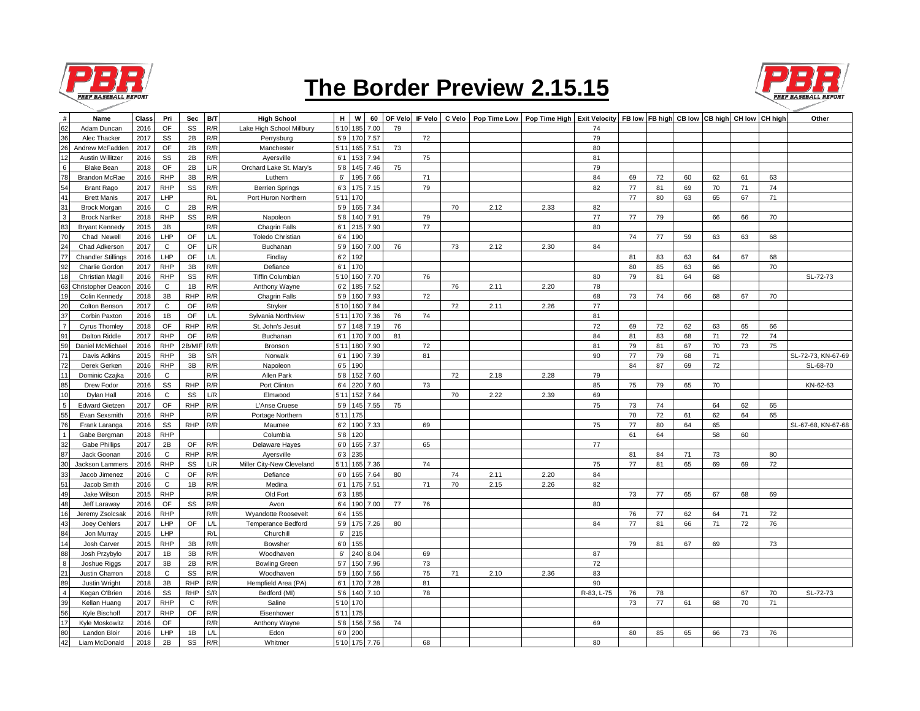# The Border Preview 2.15.15

| # | Name | Class | Pri | Sec | B/T | High School | H | W | 60 | OF Velo | IF Velo | C Velo | Pop Time Low | Pop Time High | Exit Velocity | FB low | FB high | CB low | CB high | CH low | CH high | Other |
|---|---|---|---|---|---|---|---|---|---|---|---|---|---|---|---|---|---|---|---|---|---|---|
| 62 | Adam Duncan | 2016 | OF | SS | R/R | Lake High School Millbury | 5'10 | 185 | 7.00 | 79 | | | | | 74 | | | | | | | |
| 36 | Alec Thacker | 2017 | SS | 2B | R/R | Perrysburg | 5'9 | 170 | 7.57 | | 72 | | | | 79 | | | | | | | |
| 26 | Andrew McFadden | 2017 | OF | 2B | R/R | Manchester | 5'11 | 165 | 7.51 | 73 | | | | | 80 | | | | | | | |
| 12 | Austin Willitzer | 2016 | SS | 2B | R/R | Ayersville | 6'1 | 153 | 7.94 | | 75 | | | | 81 | | | | | | | |
| 6 | Blake Bean | 2018 | OF | 2B | L/R | Orchard Lake St. Mary's | 5'8 | 145 | 7.46 | 75 | | | | | 79 | | | | | | | |
| 78 | Brandon McRae | 2016 | RHP | 3B | R/R | Luthern | 6' | 195 | 7.66 | | 71 | | | | 84 | 69 | 72 | 60 | 62 | 61 | 63 | |
| 54 | Brant Rago | 2017 | RHP | SS | R/R | Berrien Springs | 6'3 | 175 | 7.15 | | 79 | | | | 82 | 77 | 81 | 69 | 70 | 71 | 74 | |
| 41 | Brett Manis | 2017 | LHP | | R/L | Port Huron Northern | 5'11 | 170 | | | | | | | | 77 | 80 | 63 | 65 | 67 | 71 | |
| 31 | Brock Morgan | 2016 | C | 2B | R/R | | 5'9 | 165 | 7.34 | | | 70 | 2.12 | 2.33 | 82 | | | | | | | |
| 3 | Brock Nartker | 2018 | RHP | SS | R/R | Napoleon | 5'8 | 140 | 7.91 | | 79 | | | | 77 | 77 | 79 | | 66 | 66 | 70 | |
| 83 | Bryant Kennedy | 2015 | 3B | | R/R | Chagrin Falls | 6'1 | 215 | 7.90 | | 77 | | | | 80 | | | | | | | |
| 70 | Chad Newell | 2016 | LHP | OF | L/L | Toledo Christian | 6'4 | 190 | | | | | | | | 74 | 77 | 59 | 63 | 63 | 68 | |
| 24 | Chad Adkerson | 2017 | C | OF | L/R | Buchanan | 5'9 | 160 | 7.00 | 76 | | 73 | 2.12 | 2.30 | 84 | | | | | | | |
| 77 | Chandler Stillings | 2016 | LHP | OF | L/L | Findlay | 6'2 | 192 | | | | | | | | 81 | 83 | 63 | 64 | 67 | 68 | |
| 92 | Charlie Gordon | 2017 | RHP | 3B | R/R | Defiance | 6'1 | 170 | | | | | | | | 80 | 85 | 63 | 66 | | 70 | |
| 18 | Christian Magill | 2016 | RHP | SS | R/R | Tiffin Columbian | 5'10 | 160 | 7.70 | | 76 | | | | 80 | 79 | 81 | 64 | 68 | | | SL-72-73 |
| 63 | Christopher Deacon | 2016 | C | 1B | R/R | Anthony Wayne | 6'2 | 185 | 7.52 | | | 76 | 2.11 | 2.20 | 78 | | | | | | | |
| 19 | Colin Kennedy | 2018 | 3B | RHP | R/R | Chagrin Falls | 5'9 | 160 | 7.93 | | 72 | | | | 68 | 73 | 74 | 66 | 68 | 67 | 70 | |
| 20 | Colton Benson | 2017 | C | OF | R/R | Stryker | 5'10 | 160 | 7.84 | | | 72 | 2.11 | 2.26 | 77 | | | | | | | |
| 37 | Corbin Paxton | 2016 | 1B | OF | L/L | Sylvania Northview | 5'11 | 170 | 7.36 | 76 | 74 | | | | 81 | | | | | | | |
| 7 | Cyrus Thomley | 2018 | OF | RHP | R/R | St. John's Jesuit | 5'7 | 148 | 7.19 | 76 | | | | | 72 | 69 | 72 | 62 | 63 | 65 | 66 | |
| 91 | Dalton Riddle | 2017 | RHP | OF | R/R | Buchanan | 6'1 | 170 | 7.00 | 81 | | | | | 84 | 81 | 83 | 68 | 71 | 72 | 74 | |
| 59 | Daniel McMichael | 2016 | RHP | 2B/MIF | R/R | Bronson | 5'11 | 180 | 7.90 | | 72 | | | | 81 | 79 | 81 | 67 | 70 | 73 | 75 | |
| 71 | Davis Adkins | 2015 | RHP | 3B | S/R | Norwalk | 6'1 | 190 | 7.39 | | 81 | | | | 90 | 77 | 79 | 68 | 71 | | | SL-72-73, KN-67-69 |
| 72 | Derek Gerken | 2016 | RHP | 3B | R/R | Napoleon | 6'5 | 190 | | | | | | | | 84 | 87 | 69 | 72 | | | SL-68-70 |
| 11 | Dominic Czajka | 2016 | C | | R/R | Allen Park | 5'8 | 152 | 7.60 | | | 72 | 2.18 | 2.28 | 79 | | | | | | | |
| 85 | Drew Fodor | 2016 | SS | RHP | R/R | Port Clinton | 6'4 | 220 | 7.60 | | 73 | | | | 85 | 75 | 79 | 65 | 70 | | | KN-62-63 |
| 10 | Dylan Hall | 2016 | C | SS | L/R | Elmwood | 5'11 | 152 | 7.64 | | | 70 | 2.22 | 2.39 | 69 | | | | | | | |
| 5 | Edward Gietzen | 2017 | OF | RHP | R/R | L'Anse Cruese | 5'9 | 145 | 7.55 | 75 | | | | | 75 | 73 | 74 | | 64 | 62 | 65 | |
| 55 | Evan Sexsmith | 2016 | RHP | | R/R | Portage Northern | 5'11 | 175 | | | | | | | | 70 | 72 | 61 | 62 | 64 | 65 | |
| 76 | Frank Laranga | 2016 | SS | RHP | R/R | Maumee | 6'2 | 190 | 7.33 | | 69 | | | | 75 | 77 | 80 | 64 | 65 | | | SL-67-68, KN-67-68 |
| 1 | Gabe Bergman | 2018 | RHP | | | Columbia | 5'8 | 120 | | | | | | | | 61 | 64 | | 58 | 60 | | |
| 32 | Gabe Phillips | 2017 | 2B | OF | R/R | Delaware Hayes | 6'0 | 165 | 7.37 | | 65 | | | | 77 | | | | | | | |
| 87 | Jack Goonan | 2016 | C | RHP | R/R | Ayersville | 6'3 | 235 | | | | | | | | 81 | 84 | 71 | 73 | | 80 | |
| 30 | Jackson Lammers | 2016 | RHP | SS | L/R | Miller City-New Cleveland | 5'11 | 165 | 7.36 | | 74 | | | | 75 | 77 | 81 | 65 | 69 | 69 | 72 | |
| 33 | Jacob Jimenez | 2016 | C | OF | R/R | Defiance | 6'0 | 165 | 7.64 | 80 | | 74 | 2.11 | 2.20 | 84 | | | | | | | |
| 51 | Jacob Smith | 2016 | C | 1B | R/R | Medina | 6'1 | 175 | 7.51 | | 71 | 70 | 2.15 | 2.26 | 82 | | | | | | | |
| 49 | Jake Wilson | 2015 | RHP | | R/R | Old Fort | 6'3 | 185 | | | | | | | | 73 | 77 | 65 | 67 | 68 | 69 | |
| 48 | Jeff Laraway | 2016 | OF | SS | R/R | Avon | 6'4 | 190 | 7.00 | 77 | 76 | | | | 80 | | | | | | | |
| 16 | Jeremy Zsolcsak | 2016 | RHP | | R/R | Wyandotte Roosevelt | 6'4 | 155 | | | | | | | | 76 | 77 | 62 | 64 | 71 | 72 | |
| 43 | Joey Oehlers | 2017 | LHP | OF | L/L | Temperance Bedford | 5'9 | 175 | 7.26 | 80 | | | | | 84 | 77 | 81 | 66 | 71 | 72 | 76 | |
| 84 | Jon Murray | 2015 | LHP | | R/L | Churchill | 6' | 215 | | | | | | | | | | | | | | |
| 14 | Josh Carver | 2015 | RHP | 3B | R/R | Bowsher | 6'0 | 155 | | | | | | | | 79 | 81 | 67 | 69 | | 73 | |
| 88 | Josh Przybylo | 2017 | 1B | 3B | R/R | Woodhaven | 6' | 240 | 8.04 | | 69 | | | | 87 | | | | | | | |
| 8 | Joshue Riggs | 2017 | 3B | 2B | R/R | Bowling Green | 5'7 | 150 | 7.96 | | 73 | | | | 72 | | | | | | | |
| 21 | Justin Charron | 2018 | C | SS | R/R | Woodhaven | 5'9 | 160 | 7.56 | | 75 | 71 | 2.10 | 2.36 | 83 | | | | | | | |
| 89 | Justin Wright | 2018 | 3B | RHP | R/R | Hempfield Area (PA) | 6'1 | 170 | 7.28 | | 81 | | | | 90 | | | | | | | |
| 4 | Kegan O'Brien | 2016 | SS | RHP | S/R | Bedford (MI) | 5'6 | 140 | 7.10 | | 78 | | | | R-83, L-75 | 76 | 78 | | | 67 | 70 | SL-72-73 |
| 39 | Kellan Huang | 2017 | RHP | C | R/R | Saline | 5'10 | 170 | | | | | | | | 73 | 77 | 61 | 68 | 70 | 71 | |
| 56 | Kyle Bischoff | 2017 | RHP | OF | R/R | Eisenhower | 5'11 | 175 | | | | | | | | | | | | | | |
| 17 | Kyle Moskowitz | 2016 | OF | | R/R | Anthony Wayne | 5'8 | 156 | 7.56 | 74 | | | | | 69 | | | | | | | |
| 80 | Landon Bloir | 2016 | LHP | 1B | L/L | Edon | 6'0 | 200 | | | | | | | | 80 | 85 | 65 | 66 | 73 | 76 | |
| 42 | Liam McDonald | 2018 | 2B | SS | R/R | Whitmer | 5'10 | 175 | 7.76 | | 68 | | | | 80 | | | | | | | |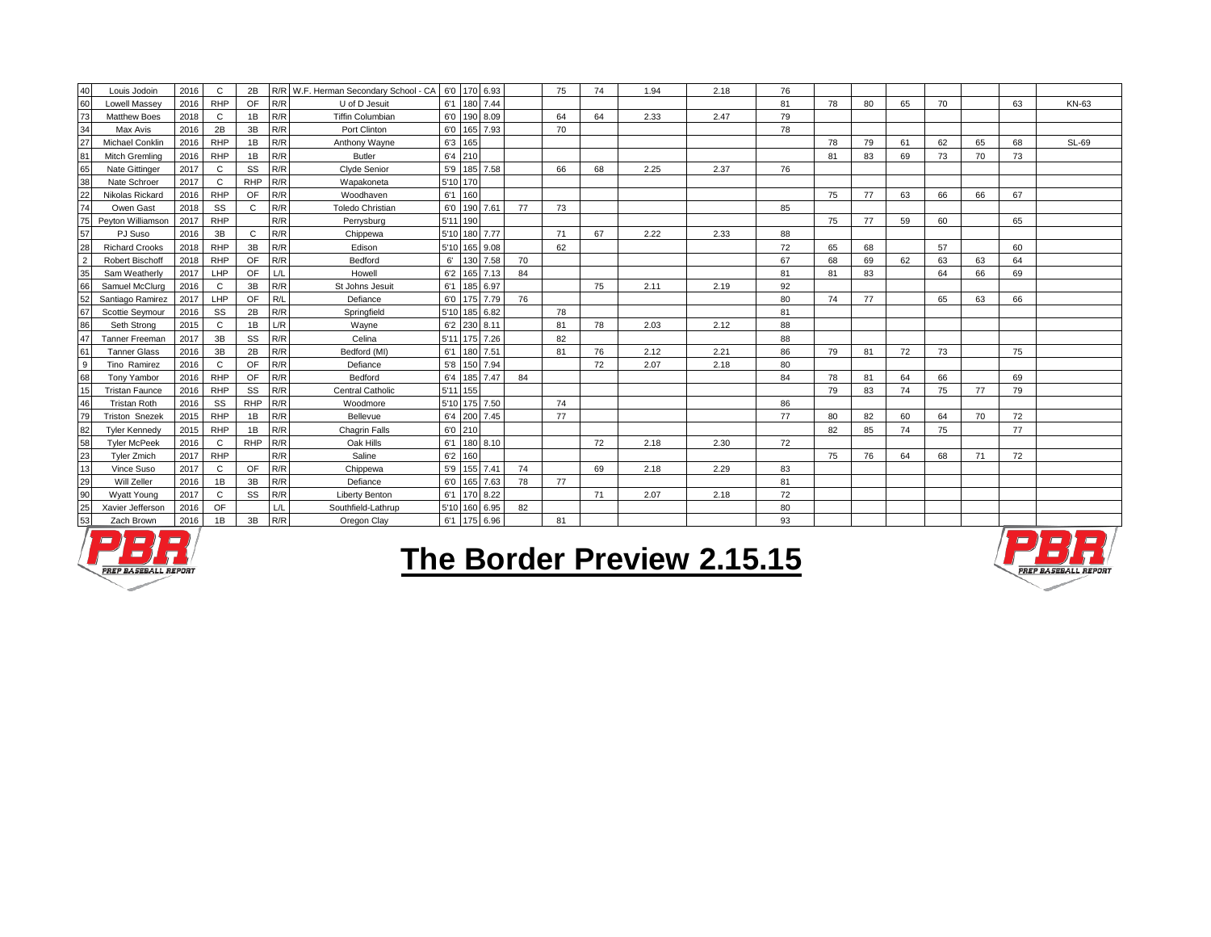| | | | | | | | | | | | | | | | | | | | | | | |
|---|---|---|---|---|---|---|---|---|---|---|---|---|---|---|---|---|---|---|---|---|---|---|
| 40 | Louis Jodoin | 2016 | C | 2B | R/R | W.F. Herman Secondary School - CA | 6'0 | 170 | 6.93 | | 75 | 74 | 1.94 | 2.18 | 76 | | | | | | | |
| 60 | Lowell Massey | 2016 | RHP | OF | R/R | U of D Jesuit | 6'1 | 180 | 7.44 | | | | | | 81 | 78 | 80 | 65 | 70 | | 63 | KN-63 |
| 73 | Matthew Boes | 2018 | C | 1B | R/R | Tiffin Columbian | 6'0 | 190 | 8.09 | | 64 | 64 | 2.33 | 2.47 | 79 | | | | | | | |
| 34 | Max Avis | 2016 | 2B | 3B | R/R | Port Clinton | 6'0 | 165 | 7.93 | | 70 | | | | 78 | | | | | | | |
| 27 | Michael Conklin | 2016 | RHP | 1B | R/R | Anthony Wayne | 6'3 | 165 | | | | | | | | 78 | 79 | 61 | 62 | 65 | 68 | SL-69 |
| 81 | Mitch Gremling | 2016 | RHP | 1B | R/R | Butler | 6'4 | 210 | | | | | | | | 81 | 83 | 69 | 73 | 70 | 73 | |
| 65 | Nate Gittinger | 2017 | C | SS | R/R | Clyde Senior | 5'9 | 185 | 7.58 | | 66 | 68 | 2.25 | 2.37 | 76 | | | | | | | |
| 38 | Nate Schroer | 2017 | C | RHP | R/R | Wapakoneta | 5'10 | 170 | | | | | | | | | | | | | | |
| 22 | Nikolas Rickard | 2016 | RHP | OF | R/R | Woodhaven | 6'1 | 160 | | | | | | | | 75 | 77 | 63 | 66 | 66 | 67 | |
| 74 | Owen Gast | 2018 | SS | C | R/R | Toledo Christian | 6'0 | 190 | 7.61 | 77 | 73 | | | | 85 | | | | | | | |
| 75 | Peyton Williamson | 2017 | RHP | | R/R | Perrysburg | 5'11 | 190 | | | | | | | | 75 | 77 | 59 | 60 | | 65 | |
| 57 | PJ Suso | 2016 | 3B | C | R/R | Chippewa | 5'10 | 180 | 7.77 | | 71 | 67 | 2.22 | 2.33 | 88 | | | | | | | |
| 28 | Richard Crooks | 2018 | RHP | 3B | R/R | Edison | 5'10 | 165 | 9.08 | | 62 | | | | 72 | 65 | 68 | | 57 | | 60 | |
| 2 | Robert Bischoff | 2018 | RHP | OF | R/R | Bedford | 6' | 130 | 7.58 | 70 | | | | | 67 | 68 | 69 | 62 | 63 | 63 | 64 | |
| 35 | Sam Weatherly | 2017 | LHP | OF | L/L | Howell | 6'2 | 165 | 7.13 | 84 | | | | | 81 | 81 | 83 | | 64 | 66 | 69 | |
| 66 | Samuel McClurg | 2016 | C | 3B | R/R | St Johns Jesuit | 6'1 | 185 | 6.97 | | | 75 | 2.11 | 2.19 | 92 | | | | | | | |
| 52 | Santiago Ramirez | 2017 | LHP | OF | R/L | Defiance | 6'0 | 175 | 7.79 | 76 | | | | | 80 | 74 | 77 | | 65 | 63 | 66 | |
| 67 | Scottie Seymour | 2016 | SS | 2B | R/R | Springfield | 5'10 | 185 | 6.82 | | 78 | | | | 81 | | | | | | | |
| 86 | Seth Strong | 2015 | C | 1B | L/R | Wayne | 6'2 | 230 | 8.11 | | 81 | 78 | 2.03 | 2.12 | 88 | | | | | | | |
| 47 | Tanner Freeman | 2017 | 3B | SS | R/R | Celina | 5'11 | 175 | 7.26 | | 82 | | | | 88 | | | | | | | |
| 61 | Tanner Glass | 2016 | 3B | 2B | R/R | Bedford (MI) | 6'1 | 180 | 7.51 | | 81 | 76 | 2.12 | 2.21 | 86 | 79 | 81 | 72 | 73 | | 75 | |
| 9 | Tino Ramirez | 2016 | C | OF | R/R | Defiance | 5'8 | 150 | 7.94 | | | 72 | 2.07 | 2.18 | 80 | | | | | | | |
| 68 | Tony Yambor | 2016 | RHP | OF | R/R | Bedford | 6'4 | 185 | 7.47 | 84 | | | | | 84 | 78 | 81 | 64 | 66 | | 69 | |
| 15 | Tristan Faunce | 2016 | RHP | SS | R/R | Central Catholic | 5'11 | 155 | | | | | | | | 79 | 83 | 74 | 75 | 77 | 79 | |
| 46 | Tristan Roth | 2016 | SS | RHP | R/R | Woodmore | 5'10 | 175 | 7.50 | | 74 | | | | 86 | | | | | | | |
| 79 | Triston Snezek | 2015 | RHP | 1B | R/R | Bellevue | 6'4 | 200 | 7.45 | | 77 | | | | 77 | 80 | 82 | 60 | 64 | 70 | 72 | |
| 82 | Tyler Kennedy | 2015 | RHP | 1B | R/R | Chagrin Falls | 6'0 | 210 | | | | | | | | 82 | 85 | 74 | 75 | | 77 | |
| 58 | Tyler McPeek | 2016 | C | RHP | R/R | Oak Hills | 6'1 | 180 | 8.10 | | | 72 | 2.18 | 2.30 | 72 | | | | | | | |
| 23 | Tyler Zmich | 2017 | RHP | | R/R | Saline | 6'2 | 160 | | | | | | | | 75 | 76 | 64 | 68 | 71 | 72 | |
| 13 | Vince Suso | 2017 | C | OF | R/R | Chippewa | 5'9 | 155 | 7.41 | 74 | | 69 | 2.18 | 2.29 | 83 | | | | | | | |
| 29 | Will Zeller | 2016 | 1B | 3B | R/R | Defiance | 6'0 | 165 | 7.63 | 78 | 77 | | | | 81 | | | | | | | |
| 90 | Wyatt Young | 2017 | C | SS | R/R | Liberty Benton | 6'1 | 170 | 8.22 | | | 71 | 2.07 | 2.18 | 72 | | | | | | | |
| 25 | Xavier Jefferson | 2016 | OF | | L/L | Southfield-Lathrup | 5'10 | 160 | 6.95 | 82 | | | | | 80 | | | | | | | |
| 53 | Zach Brown | 2016 | 1B | 3B | R/R | Oregon Clay | 6'1 | 175 | 6.96 | | 81 | | | | 93 | | | | | | | |

PBR PREP BASEBALL REPORT

# **The Border Preview 2.15.15**

PBR PREP BASEBALL REPORT